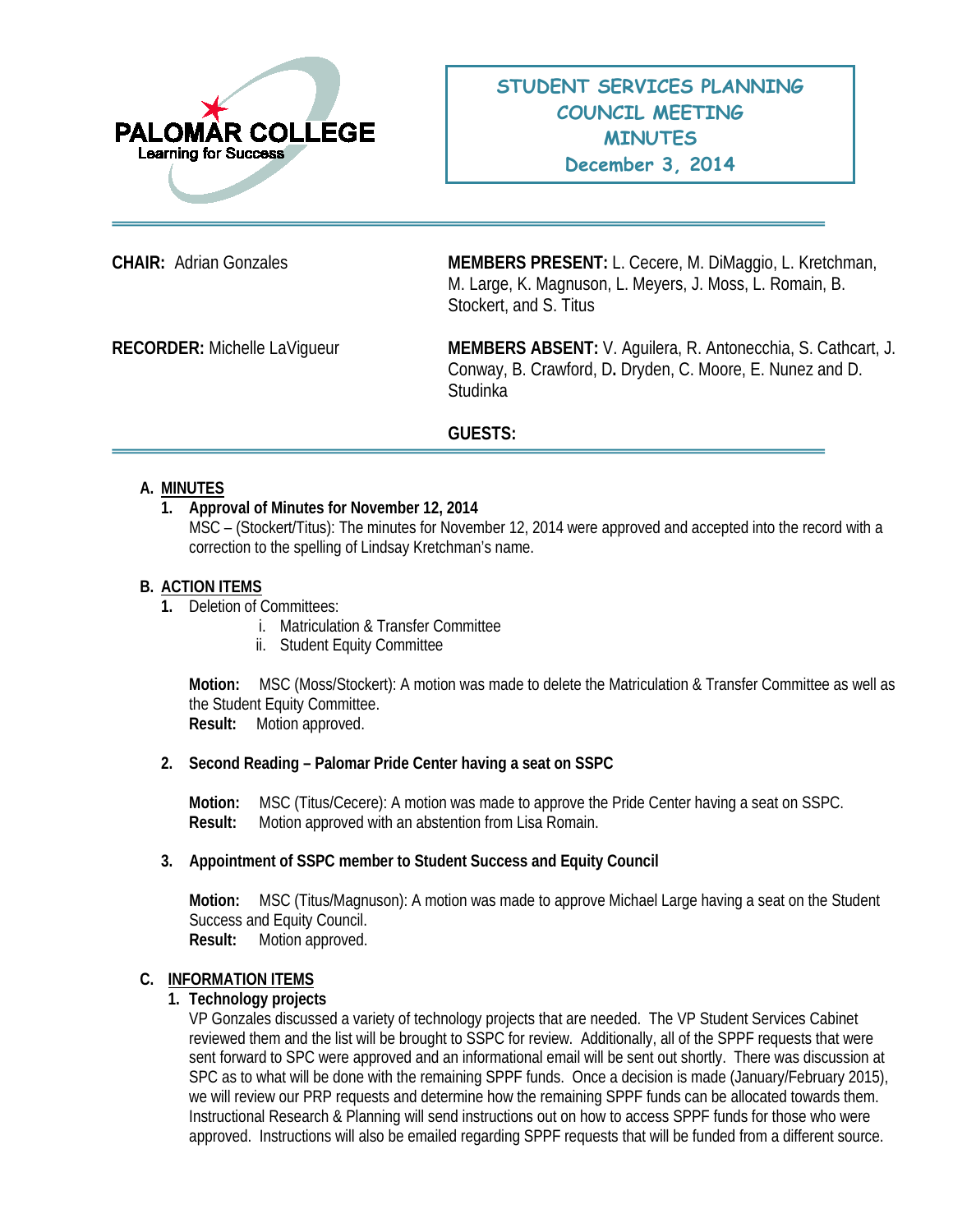PALOMAR COLLEGE
Learning for Success

# STUDENT SERVICES PLANNING COUNCIL MEETING MINUTES
## December 3, 2014

**CHAIR:** Adrian Gonzales

**MEMBERS PRESENT:** L. Cecere, M. DiMaggio, L. Kretchman, M. Large, K. Magnuson, L. Meyers, J. Moss, L. Romain, B. Stockert, and S. Titus

**RECORDER:** Michelle LaVigueur

**MEMBERS ABSENT:** V. Aguilera, R. Antonecchia, S. Cathcart, J. Conway, B. Crawford, D. Dryden, C. Moore, E. Nunez and D. Studinka

**GUESTS:**

---

**A. MINUTES**

1. **Approval of Minutes for November 12, 2014**
   MSC – (Stockert/Titus): The minutes for November 12, 2014 were approved and accepted into the record with a correction to the spelling of Lindsay Kretchman's name.

**B. ACTION ITEMS**

1. Deletion of Committees:
   i. Matriculation & Transfer Committee
   ii. Student Equity Committee

   **Motion:** MSC (Moss/Stockert): A motion was made to delete the Matriculation & Transfer Committee as well as the Student Equity Committee.
   **Result:** Motion approved.

2. **Second Reading – Palomar Pride Center having a seat on SSPC**

   **Motion:** MSC (Titus/Cecere): A motion was made to approve the Pride Center having a seat on SSPC.
   **Result:** Motion approved with an abstention from Lisa Romain.

3. **Appointment of SSPC member to Student Success and Equity Council**

   **Motion:** MSC (Titus/Magnuson): A motion was made to approve Michael Large having a seat on the Student Success and Equity Council.
   **Result:** Motion approved.

**C. INFORMATION ITEMS**

1. **Technology projects**
   VP Gonzales discussed a variety of technology projects that are needed. The VP Student Services Cabinet reviewed them and the list will be brought to SSPC for review. Additionally, all of the SPPF requests that were sent forward to SPC were approved and an informational email will be sent out shortly. There was discussion at SPC as to what will be done with the remaining SPPF funds. Once a decision is made (January/February 2015), we will review our PRP requests and determine how the remaining SPPF funds can be allocated towards them. Instructional Research & Planning will send instructions out on how to access SPPF funds for those who were approved. Instructions will also be emailed regarding SPPF requests that will be funded from a different source.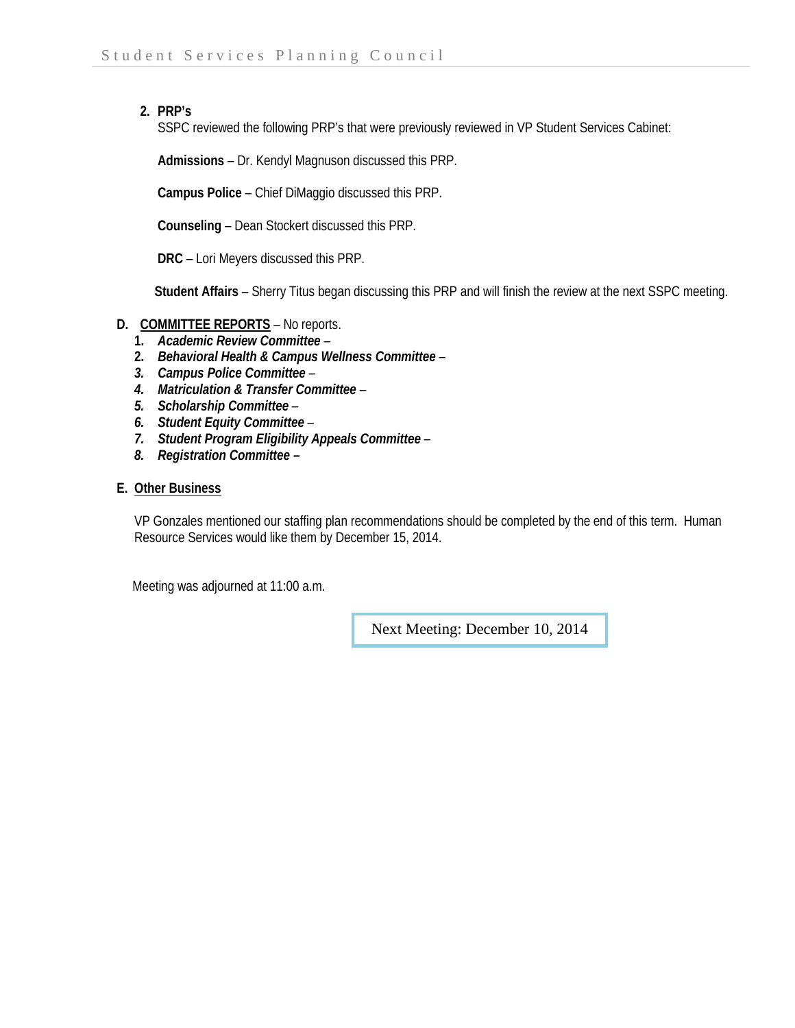2. **PRP's**

   SSPC reviewed the following PRP's that were previously reviewed in VP Student Services Cabinet:

   **Admissions** – Dr. Kendyl Magnuson discussed this PRP.

   **Campus Police** – Chief DiMaggio discussed this PRP.

   **Counseling** – Dean Stockert discussed this PRP.

   **DRC** – Lori Meyers discussed this PRP.

   **Student Affairs** – Sherry Titus began discussing this PRP and will finish the review at the next SSPC meeting.

**D. <u>COMMITTEE REPORTS</u>** – No reports.

1. ***Academic Review Committee*** –
2. ***Behavioral Health & Campus Wellness Committee*** –
3. ***Campus Police Committee*** –
4. ***Matriculation & Transfer Committee*** –
5. ***Scholarship Committee*** –
6. ***Student Equity Committee*** –
7. ***Student Program Eligibility Appeals Committee*** –
8. ***Registration Committee*** **–**

**E. <u>Other Business</u>**

VP Gonzales mentioned our staffing plan recommendations should be completed by the end of this term. Human Resource Services would like them by December 15, 2014.

Meeting was adjourned at 11:00 a.m.

Next Meeting: December 10, 2014